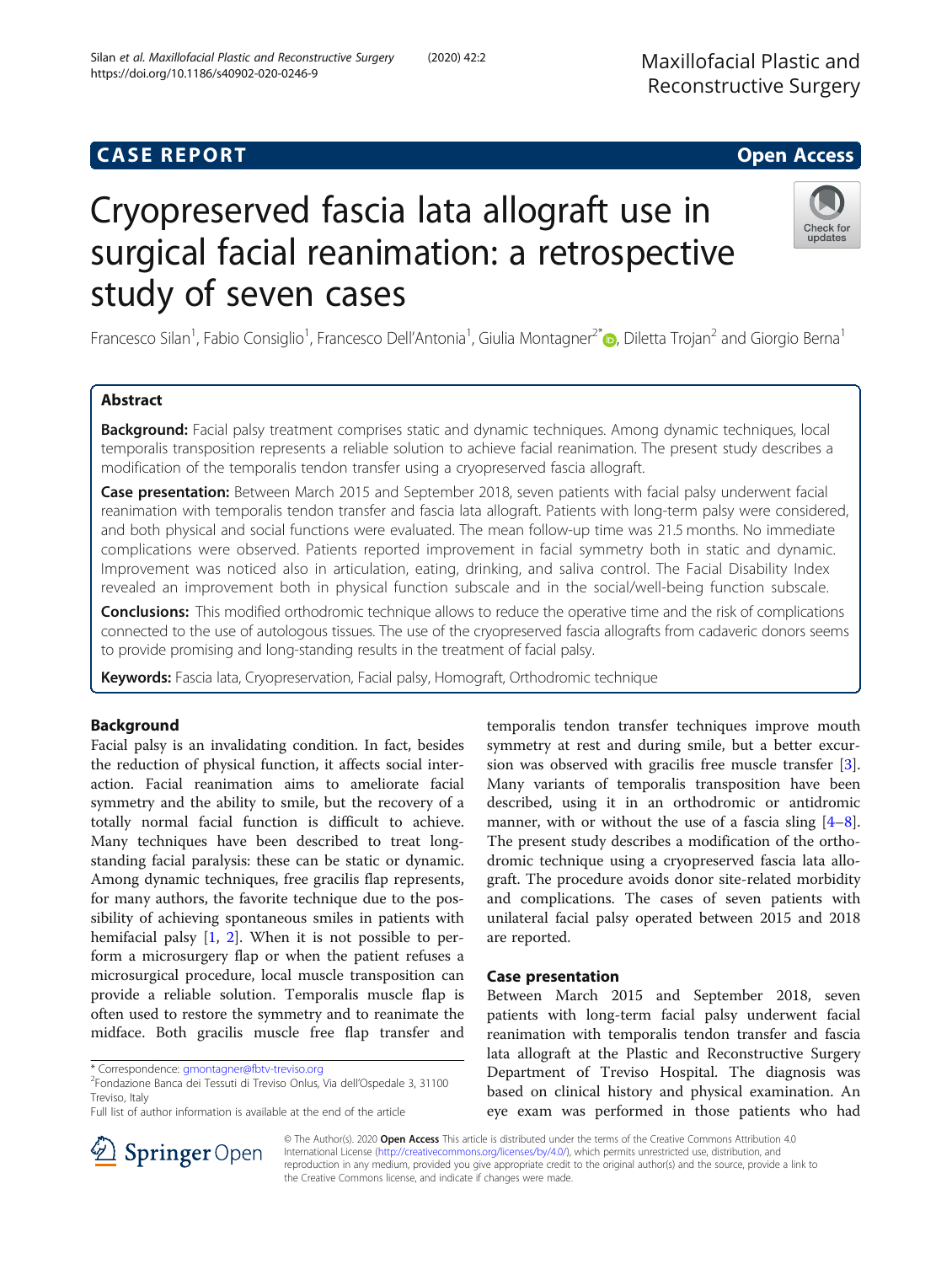CASE REPORT

Open Access

# Cryopreserved fascia lata allograft use in surgical facial reanimation: a retrospective study of seven cases

Francesco Silan[1], Fabio Consiglio[1], Francesco Dell'Antonia[1], Giulia Montagner[2*], Diletta Trojan[2] and Giorgio Berna[1]

## Abstract

**Background:** Facial palsy treatment comprises static and dynamic techniques. Among dynamic techniques, local temporalis transposition represents a reliable solution to achieve facial reanimation. The present study describes a modification of the temporalis tendon transfer using a cryopreserved fascia allograft.

**Case presentation:** Between March 2015 and September 2018, seven patients with facial palsy underwent facial reanimation with temporalis tendon transfer and fascia lata allograft. Patients with long-term palsy were considered, and both physical and social functions were evaluated. The mean follow-up time was 21.5 months. No immediate complications were observed. Patients reported improvement in facial symmetry both in static and dynamic. Improvement was noticed also in articulation, eating, drinking, and saliva control. The Facial Disability Index revealed an improvement both in physical function subscale and in the social/well-being function subscale.

**Conclusions:** This modified orthodromic technique allows to reduce the operative time and the risk of complications connected to the use of autologous tissues. The use of the cryopreserved fascia allografts from cadaveric donors seems to provide promising and long-standing results in the treatment of facial palsy.

**Keywords:** Fascia lata, Cryopreservation, Facial palsy, Homograft, Orthodromic technique

## Background

Facial palsy is an invalidating condition. In fact, besides the reduction of physical function, it affects social interaction. Facial reanimation aims to ameliorate facial symmetry and the ability to smile, but the recovery of a totally normal facial function is difficult to achieve. Many techniques have been described to treat long-standing facial paralysis: these can be static or dynamic. Among dynamic techniques, free gracilis flap represents, for many authors, the favorite technique due to the possibility of achieving spontaneous smiles in patients with hemifacial palsy [1, 2]. When it is not possible to perform a microsurgery flap or when the patient refuses a microsurgical procedure, local muscle transposition can provide a reliable solution. Temporalis muscle flap is often used to restore the symmetry and to reanimate the midface. Both gracilis muscle free flap transfer and temporalis tendon transfer techniques improve mouth symmetry at rest and during smile, but a better excursion was observed with gracilis free muscle transfer [3]. Many variants of temporalis transposition have been described, using it in an orthodromic or antidromic manner, with or without the use of a fascia sling [4–8]. The present study describes a modification of the orthodromic technique using a cryopreserved fascia lata allograft. The procedure avoids donor site-related morbidity and complications. The cases of seven patients with unilateral facial palsy operated between 2015 and 2018 are reported.

## Case presentation

Between March 2015 and September 2018, seven patients with long-term facial palsy underwent facial reanimation with temporalis tendon transfer and fascia lata allograft at the Plastic and Reconstructive Surgery Department of Treviso Hospital. The diagnosis was based on clinical history and physical examination. An eye exam was performed in those patients who had

\* Correspondence: gmontagner@fbtv-treviso.org
[2]Fondazione Banca dei Tessuti di Treviso Onlus, Via dell'Ospedale 3, 31100 Treviso, Italy
Full list of author information is available at the end of the article

© The Author(s). 2020 **Open Access** This article is distributed under the terms of the Creative Commons Attribution 4.0 International License (http://creativecommons.org/licenses/by/4.0/), which permits unrestricted use, distribution, and reproduction in any medium, provided you give appropriate credit to the original author(s) and the source, provide a link to the Creative Commons license, and indicate if changes were made.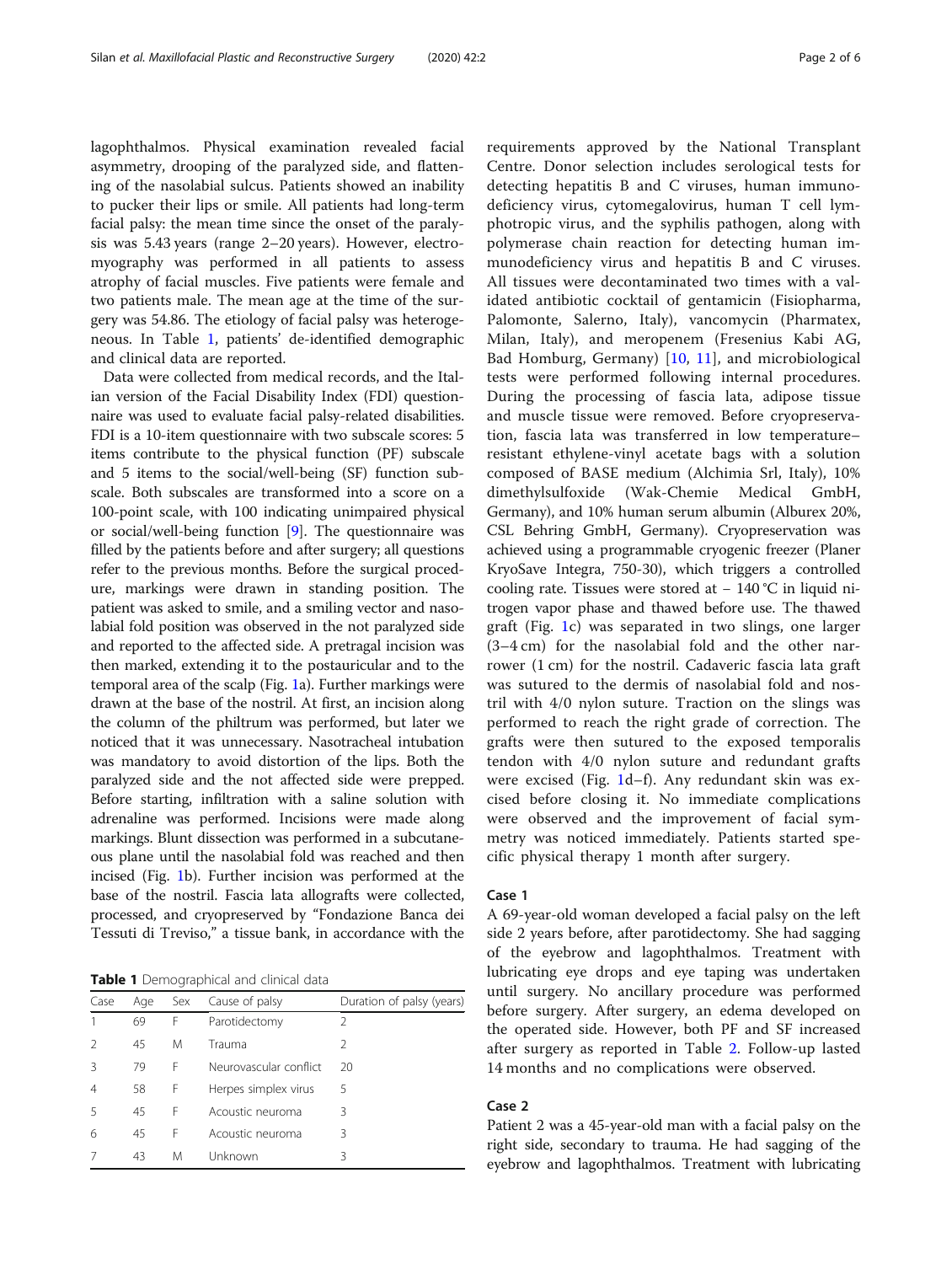lagophthalmos. Physical examination revealed facial asymmetry, drooping of the paralyzed side, and flattening of the nasolabial sulcus. Patients showed an inability to pucker their lips or smile. All patients had long-term facial palsy: the mean time since the onset of the paralysis was 5.43 years (range 2–20 years). However, electromyography was performed in all patients to assess atrophy of facial muscles. Five patients were female and two patients male. The mean age at the time of the surgery was 54.86. The etiology of facial palsy was heterogeneous. In Table 1, patients' de-identified demographic and clinical data are reported.

Data were collected from medical records, and the Italian version of the Facial Disability Index (FDI) questionnaire was used to evaluate facial palsy-related disabilities. FDI is a 10-item questionnaire with two subscale scores: 5 items contribute to the physical function (PF) subscale and 5 items to the social/well-being (SF) function subscale. Both subscales are transformed into a score on a 100-point scale, with 100 indicating unimpaired physical or social/well-being function [9]. The questionnaire was filled by the patients before and after surgery; all questions refer to the previous months. Before the surgical procedure, markings were drawn in standing position. The patient was asked to smile, and a smiling vector and nasolabial fold position was observed in the not paralyzed side and reported to the affected side. A pretragal incision was then marked, extending it to the postauricular and to the temporal area of the scalp (Fig. 1a). Further markings were drawn at the base of the nostril. At first, an incision along the column of the philtrum was performed, but later we noticed that it was unnecessary. Nasotracheal intubation was mandatory to avoid distortion of the lips. Both the paralyzed side and the not affected side were prepped. Before starting, infiltration with a saline solution with adrenaline was performed. Incisions were made along markings. Blunt dissection was performed in a subcutaneous plane until the nasolabial fold was reached and then incised (Fig. 1b). Further incision was performed at the base of the nostril. Fascia lata allografts were collected, processed, and cryopreserved by "Fondazione Banca dei Tessuti di Treviso," a tissue bank, in accordance with the requirements approved by the National Transplant Centre. Donor selection includes serological tests for detecting hepatitis B and C viruses, human immunodeficiency virus, cytomegalovirus, human T cell lymphotropic virus, and the syphilis pathogen, along with polymerase chain reaction for detecting human immunodeficiency virus and hepatitis B and C viruses. All tissues were decontaminated two times with a validated antibiotic cocktail of gentamicin (Fisiopharma, Palomonte, Salerno, Italy), vancomycin (Pharmatex, Milan, Italy), and meropenem (Fresenius Kabi AG, Bad Homburg, Germany) [10, 11], and microbiological tests were performed following internal procedures. During the processing of fascia lata, adipose tissue and muscle tissue were removed. Before cryopreservation, fascia lata was transferred in low temperature–resistant ethylene-vinyl acetate bags with a solution composed of BASE medium (Alchimia Srl, Italy), 10% dimethylsulfoxide (Wak-Chemie Medical GmbH, Germany), and 10% human serum albumin (Alburex 20%, CSL Behring GmbH, Germany). Cryopreservation was achieved using a programmable cryogenic freezer (Planer KryoSave Integra, 750-30), which triggers a controlled cooling rate. Tissues were stored at − 140 °C in liquid nitrogen vapor phase and thawed before use. The thawed graft (Fig. 1c) was separated in two slings, one larger (3–4 cm) for the nasolabial fold and the other narrower (1 cm) for the nostril. Cadaveric fascia lata graft was sutured to the dermis of nasolabial fold and nostril with 4/0 nylon suture. Traction on the slings was performed to reach the right grade of correction. The grafts were then sutured to the exposed temporalis tendon with 4/0 nylon suture and redundant grafts were excised (Fig. 1d–f). Any redundant skin was excised before closing it. No immediate complications were observed and the improvement of facial symmetry was noticed immediately. Patients started specific physical therapy 1 month after surgery.

**Table 1** Demographical and clinical data

| Case | Age | Sex | Cause of palsy | Duration of palsy (years) |
|---|---|---|---|---|
| 1 | 69 | F | Parotidectomy | 2 |
| 2 | 45 | M | Trauma | 2 |
| 3 | 79 | F | Neurovascular conflict | 20 |
| 4 | 58 | F | Herpes simplex virus | 5 |
| 5 | 45 | F | Acoustic neuroma | 3 |
| 6 | 45 | F | Acoustic neuroma | 3 |
| 7 | 43 | M | Unknown | 3 |

## Case 1

A 69-year-old woman developed a facial palsy on the left side 2 years before, after parotidectomy. She had sagging of the eyebrow and lagophthalmos. Treatment with lubricating eye drops and eye taping was undertaken until surgery. No ancillary procedure was performed before surgery. After surgery, an edema developed on the operated side. However, both PF and SF increased after surgery as reported in Table 2. Follow-up lasted 14 months and no complications were observed.

## Case 2

Patient 2 was a 45-year-old man with a facial palsy on the right side, secondary to trauma. He had sagging of the eyebrow and lagophthalmos. Treatment with lubricating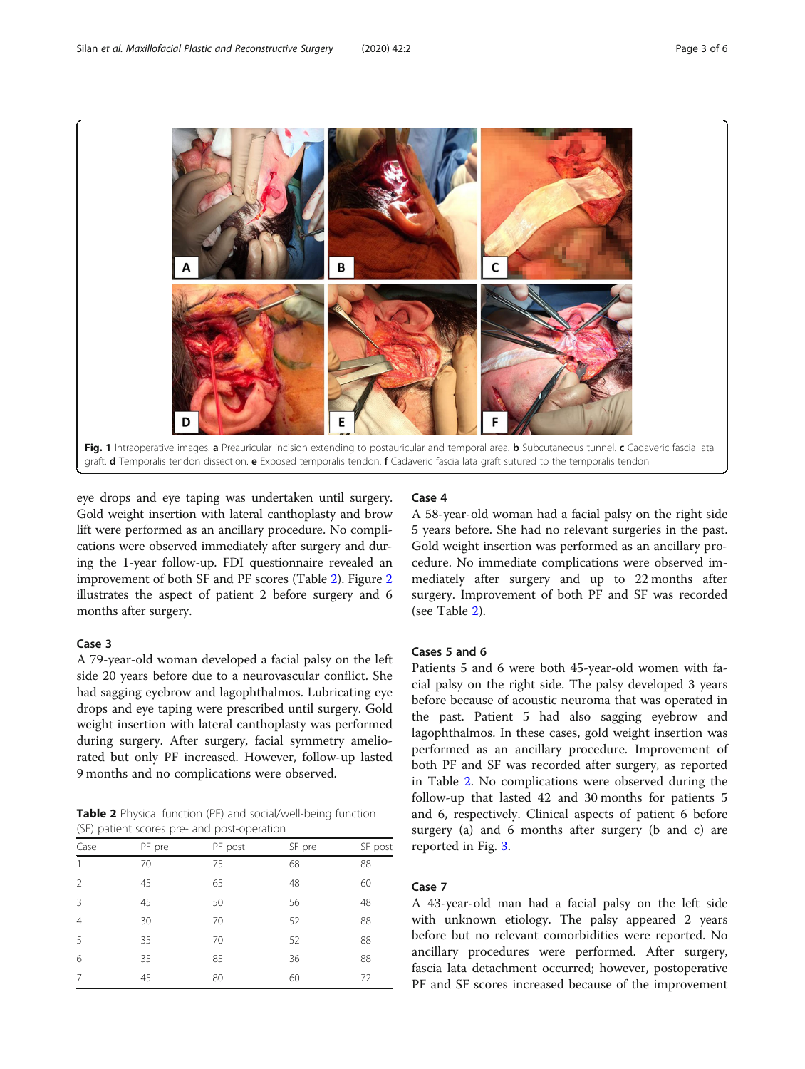**Fig. 1** Intraoperative images. **a** Preauricular incision extending to postauricular and temporal area. **b** Subcutaneous tunnel. **c** Cadaveric fascia lata graft. **d** Temporalis tendon dissection. **e** Exposed temporalis tendon. **f** Cadaveric fascia lata graft sutured to the temporalis tendon

eye drops and eye taping was undertaken until surgery. Gold weight insertion with lateral canthoplasty and brow lift were performed as an ancillary procedure. No complications were observed immediately after surgery and during the 1-year follow-up. FDI questionnaire revealed an improvement of both SF and PF scores (Table 2). Figure 2 illustrates the aspect of patient 2 before surgery and 6 months after surgery.

### Case 3

A 79-year-old woman developed a facial palsy on the left side 20 years before due to a neurovascular conflict. She had sagging eyebrow and lagophthalmos. Lubricating eye drops and eye taping were prescribed until surgery. Gold weight insertion with lateral canthoplasty was performed during surgery. After surgery, facial symmetry ameliorated but only PF increased. However, follow-up lasted 9 months and no complications were observed.

**Table 2** Physical function (PF) and social/well-being function (SF) patient scores pre- and post-operation

| Case | PF pre | PF post | SF pre | SF post |
|---|---|---|---|---|
| 1 | 70 | 75 | 68 | 88 |
| 2 | 45 | 65 | 48 | 60 |
| 3 | 45 | 50 | 56 | 48 |
| 4 | 30 | 70 | 52 | 88 |
| 5 | 35 | 70 | 52 | 88 |
| 6 | 35 | 85 | 36 | 88 |
| 7 | 45 | 80 | 60 | 72 |

### Case 4

A 58-year-old woman had a facial palsy on the right side 5 years before. She had no relevant surgeries in the past. Gold weight insertion was performed as an ancillary procedure. No complications were observed immediately after surgery and up to 22 months after surgery. Improvement of both PF and SF was recorded (see Table 2).

### Cases 5 and 6

Patients 5 and 6 were both 45-year-old women with facial palsy on the right side. The palsy developed 3 years before because of acoustic neuroma that was operated in the past. Patient 5 had also sagging eyebrow and lagophthalmos. In these cases, gold weight insertion was performed as an ancillary procedure. Improvement of both PF and SF was recorded after surgery, as reported in Table 2. No complications were observed during the follow-up that lasted 42 and 30 months for patients 5 and 6, respectively. Clinical aspects of patient 6 before surgery (a) and 6 months after surgery (b and c) are reported in Fig. 3.

### Case 7

A 43-year-old man had a facial palsy on the left side with unknown etiology. The palsy appeared 2 years before but no relevant comorbidities were reported. No ancillary procedures were performed. After surgery, fascia lata detachment occurred; however, postoperative PF and SF scores increased because of the improvement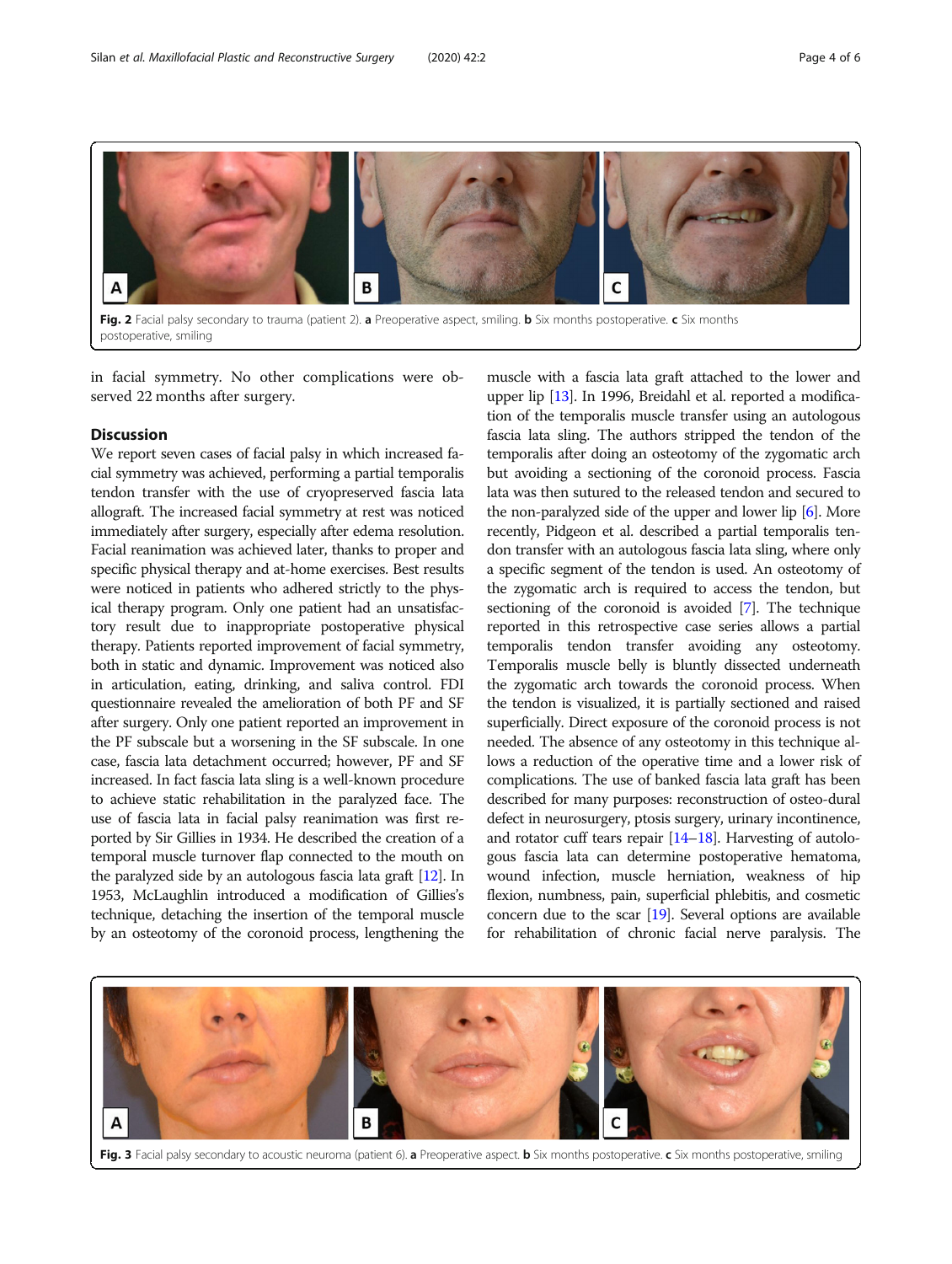Fig. 2 Facial palsy secondary to trauma (patient 2). a Preoperative aspect, smiling. b Six months postoperative. c Six months postoperative, smiling

in facial symmetry. No other complications were observed 22 months after surgery.

## Discussion

We report seven cases of facial palsy in which increased facial symmetry was achieved, performing a partial temporalis tendon transfer with the use of cryopreserved fascia lata allograft. The increased facial symmetry at rest was noticed immediately after surgery, especially after edema resolution. Facial reanimation was achieved later, thanks to proper and specific physical therapy and at-home exercises. Best results were noticed in patients who adhered strictly to the physical therapy program. Only one patient had an unsatisfactory result due to inappropriate postoperative physical therapy. Patients reported improvement of facial symmetry, both in static and dynamic. Improvement was noticed also in articulation, eating, drinking, and saliva control. FDI questionnaire revealed the amelioration of both PF and SF after surgery. Only one patient reported an improvement in the PF subscale but a worsening in the SF subscale. In one case, fascia lata detachment occurred; however, PF and SF increased. In fact fascia lata sling is a well-known procedure to achieve static rehabilitation in the paralyzed face. The use of fascia lata in facial palsy reanimation was first reported by Sir Gillies in 1934. He described the creation of a temporal muscle turnover flap connected to the mouth on the paralyzed side by an autologous fascia lata graft [12]. In 1953, McLaughlin introduced a modification of Gillies's technique, detaching the insertion of the temporal muscle by an osteotomy of the coronoid process, lengthening the muscle with a fascia lata graft attached to the lower and upper lip [13]. In 1996, Breidahl et al. reported a modification of the temporalis muscle transfer using an autologous fascia lata sling. The authors stripped the tendon of the temporalis after doing an osteotomy of the zygomatic arch but avoiding a sectioning of the coronoid process. Fascia lata was then sutured to the released tendon and secured to the non-paralyzed side of the upper and lower lip [6]. More recently, Pidgeon et al. described a partial temporalis tendon transfer with an autologous fascia lata sling, where only a specific segment of the tendon is used. An osteotomy of the zygomatic arch is required to access the tendon, but sectioning of the coronoid is avoided [7]. The technique reported in this retrospective case series allows a partial temporalis tendon transfer avoiding any osteotomy. Temporalis muscle belly is bluntly dissected underneath the zygomatic arch towards the coronoid process. When the tendon is visualized, it is partially sectioned and raised superficially. Direct exposure of the coronoid process is not needed. The absence of any osteotomy in this technique allows a reduction of the operative time and a lower risk of complications. The use of banked fascia lata graft has been described for many purposes: reconstruction of osteo-dural defect in neurosurgery, ptosis surgery, urinary incontinence, and rotator cuff tears repair [14–18]. Harvesting of autologous fascia lata can determine postoperative hematoma, wound infection, muscle herniation, weakness of hip flexion, numbness, pain, superficial phlebitis, and cosmetic concern due to the scar [19]. Several options are available for rehabilitation of chronic facial nerve paralysis. The

Fig. 3 Facial palsy secondary to acoustic neuroma (patient 6). a Preoperative aspect. b Six months postoperative. c Six months postoperative, smiling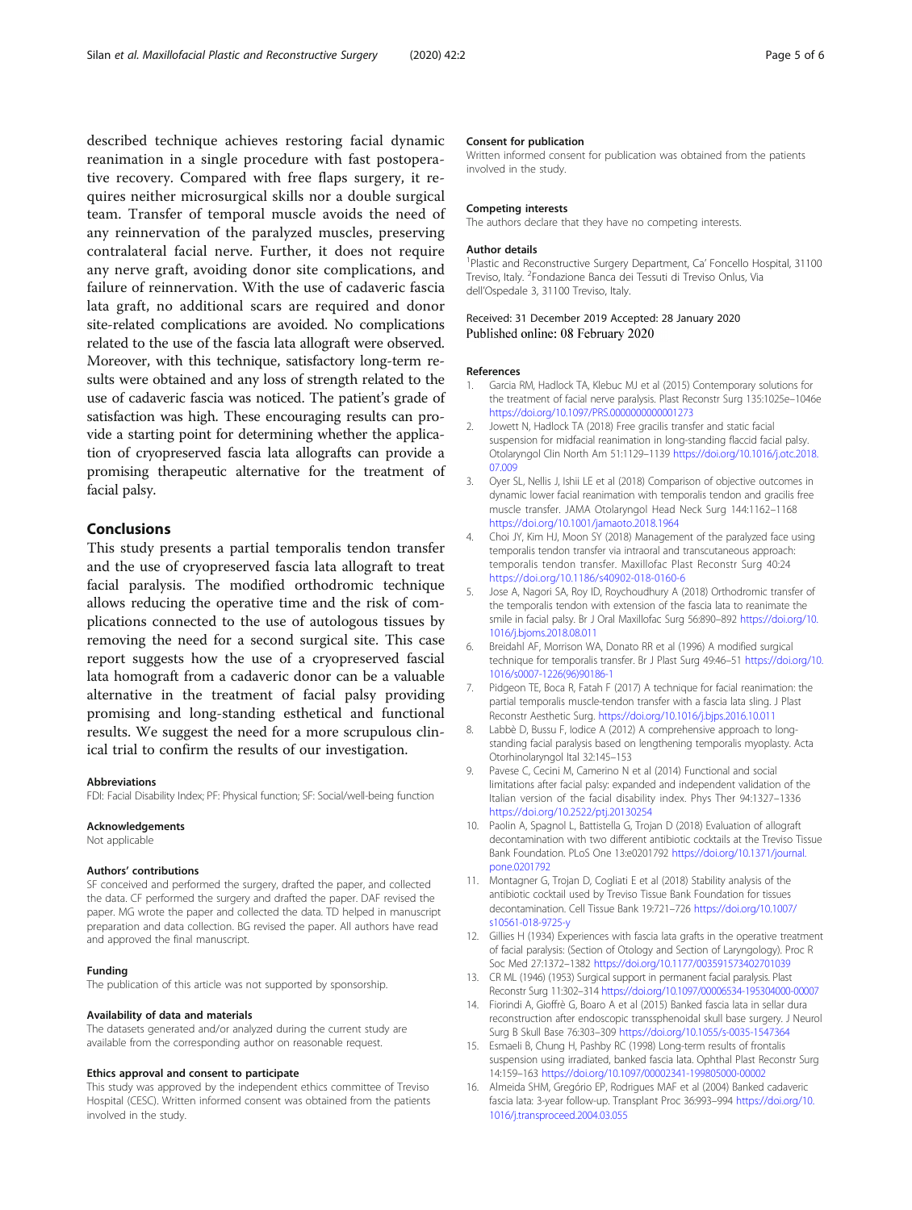described technique achieves restoring facial dynamic reanimation in a single procedure with fast postoperative recovery. Compared with free flaps surgery, it requires neither microsurgical skills nor a double surgical team. Transfer of temporal muscle avoids the need of any reinnervation of the paralyzed muscles, preserving contralateral facial nerve. Further, it does not require any nerve graft, avoiding donor site complications, and failure of reinnervation. With the use of cadaveric fascia lata graft, no additional scars are required and donor site-related complications are avoided. No complications related to the use of the fascia lata allograft were observed. Moreover, with this technique, satisfactory long-term results were obtained and any loss of strength related to the use of cadaveric fascia was noticed. The patient's grade of satisfaction was high. These encouraging results can provide a starting point for determining whether the application of cryopreserved fascia lata allografts can provide a promising therapeutic alternative for the treatment of facial palsy.

## Conclusions

This study presents a partial temporalis tendon transfer and the use of cryopreserved fascia lata allograft to treat facial paralysis. The modified orthodromic technique allows reducing the operative time and the risk of complications connected to the use of autologous tissues by removing the need for a second surgical site. This case report suggests how the use of a cryopreserved fascial lata homograft from a cadaveric donor can be a valuable alternative in the treatment of facial palsy providing promising and long-standing esthetical and functional results. We suggest the need for a more scrupulous clinical trial to confirm the results of our investigation.

#### Abbreviations

FDI: Facial Disability Index; PF: Physical function; SF: Social/well-being function

#### Acknowledgements

Not applicable

#### Authors' contributions

SF conceived and performed the surgery, drafted the paper, and collected the data. CF performed the surgery and drafted the paper. DAF revised the paper. MG wrote the paper and collected the data. TD helped in manuscript preparation and data collection. BG revised the paper. All authors have read and approved the final manuscript.

#### Funding

The publication of this article was not supported by sponsorship.

#### Availability of data and materials

The datasets generated and/or analyzed during the current study are available from the corresponding author on reasonable request.

#### Ethics approval and consent to participate

This study was approved by the independent ethics committee of Treviso Hospital (CESC). Written informed consent was obtained from the patients involved in the study.

#### Consent for publication

Written informed consent for publication was obtained from the patients involved in the study.

#### Competing interests

The authors declare that they have no competing interests.

#### Author details

[1]Plastic and Reconstructive Surgery Department, Ca' Foncello Hospital, 31100 Treviso, Italy. [2]Fondazione Banca dei Tessuti di Treviso Onlus, Via dell'Ospedale 3, 31100 Treviso, Italy.

Received: 31 December 2019 Accepted: 28 January 2020
Published online: 08 February 2020

#### References

1. Garcia RM, Hadlock TA, Klebuc MJ et al (2015) Contemporary solutions for the treatment of facial nerve paralysis. Plast Reconstr Surg 135:1025e–1046e https://doi.org/10.1097/PRS.0000000000001273
2. Jowett N, Hadlock TA (2018) Free gracilis transfer and static facial suspension for midfacial reanimation in long-standing flaccid facial palsy. Otolaryngol Clin North Am 51:1129–1139 https://doi.org/10.1016/j.otc.2018.07.009
3. Oyer SL, Nellis J, Ishii LE et al (2018) Comparison of objective outcomes in dynamic lower facial reanimation with temporalis tendon and gracilis free muscle transfer. JAMA Otolaryngol Head Neck Surg 144:1162–1168 https://doi.org/10.1001/jamaoto.2018.1964
4. Choi JY, Kim HJ, Moon SY (2018) Management of the paralyzed face using temporalis tendon transfer via intraoral and transcutaneous approach: temporalis tendon transfer. Maxillofac Plast Reconstr Surg 40:24 https://doi.org/10.1186/s40902-018-0160-6
5. Jose A, Nagori SA, Roy ID, Roychoudhury A (2018) Orthodromic transfer of the temporalis tendon with extension of the fascia lata to reanimate the smile in facial palsy. Br J Oral Maxillofac Surg 56:890–892 https://doi.org/10.1016/j.bjoms.2018.08.011
6. Breidahl AF, Morrison WA, Donato RR et al (1996) A modified surgical technique for temporalis transfer. Br J Plast Surg 49:46–51 https://doi.org/10.1016/s0007-1226(96)90186-1
7. Pidgeon TE, Boca R, Fatah F (2017) A technique for facial reanimation: the partial temporalis muscle-tendon transfer with a fascia lata sling. J Plast Reconstr Aesthetic Surg. https://doi.org/10.1016/j.bjps.2016.10.011
8. Labbè D, Bussu F, Iodice A (2012) A comprehensive approach to long-standing facial paralysis based on lengthening temporalis myoplasty. Acta Otorhinolaryngol Ital 32:145–153
9. Pavese C, Cecini M, Camerino N et al (2014) Functional and social limitations after facial palsy: expanded and independent validation of the Italian version of the facial disability index. Phys Ther 94:1327–1336 https://doi.org/10.2522/ptj.20130254
10. Paolin A, Spagnol L, Battistella G, Trojan D (2018) Evaluation of allograft decontamination with two different antibiotic cocktails at the Treviso Tissue Bank Foundation. PLoS One 13:e0201792 https://doi.org/10.1371/journal.pone.0201792
11. Montagner G, Trojan D, Cogliati E et al (2018) Stability analysis of the antibiotic cocktail used by Treviso Tissue Bank Foundation for tissues decontamination. Cell Tissue Bank 19:721–726 https://doi.org/10.1007/s10561-018-9725-y
12. Gillies H (1934) Experiences with fascia lata grafts in the operative treatment of facial paralysis: (Section of Otology and Section of Laryngology). Proc R Soc Med 27:1372–1382 https://doi.org/10.1177/003591573402701039
13. CR ML (1946) (1953) Surgical support in permanent facial paralysis. Plast Reconstr Surg 11:302–314 https://doi.org/10.1097/00006534-195304000-00007
14. Fiorindi A, Gioffrè G, Boaro A et al (2015) Banked fascia lata in sellar dura reconstruction after endoscopic transsphenoidal skull base surgery. J Neurol Surg B Skull Base 76:303–309 https://doi.org/10.1055/s-0035-1547364
15. Esmaeli B, Chung H, Pashby RC (1998) Long-term results of frontalis suspension using irradiated, banked fascia lata. Ophthal Plast Reconstr Surg 14:159–163 https://doi.org/10.1097/00002341-199805000-00002
16. Almeida SHM, Gregório EP, Rodrigues MAF et al (2004) Banked cadaveric fascia lata: 3-year follow-up. Transplant Proc 36:993–994 https://doi.org/10.1016/j.transproceed.2004.03.055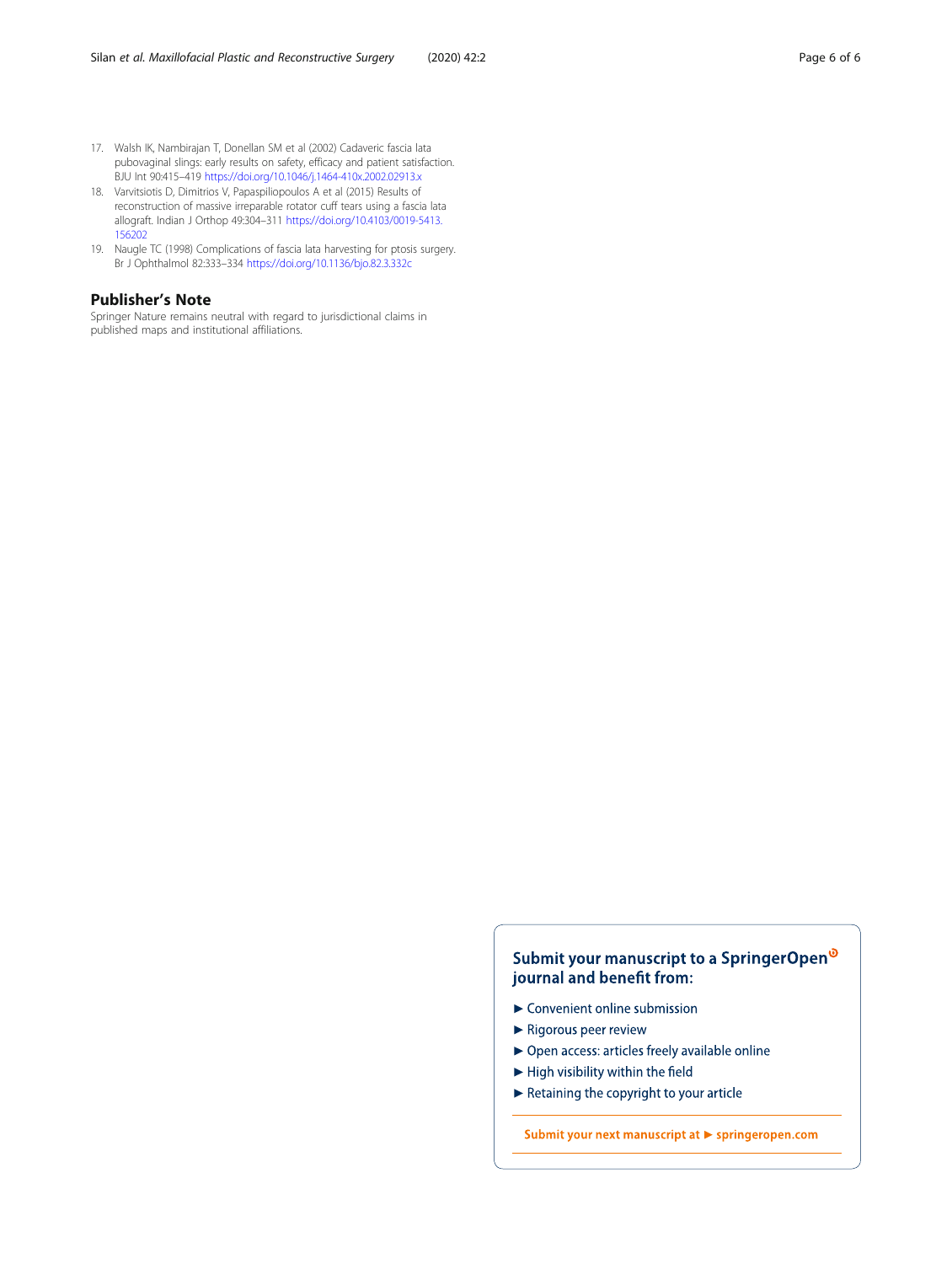17. Walsh IK, Nambirajan T, Donellan SM et al (2002) Cadaveric fascia lata pubovaginal slings: early results on safety, efficacy and patient satisfaction. BJU Int 90:415–419 https://doi.org/10.1046/j.1464-410x.2002.02913.x
18. Varvitsiotis D, Dimitrios V, Papaspiliopoulos A et al (2015) Results of reconstruction of massive irreparable rotator cuff tears using a fascia lata allograft. Indian J Orthop 49:304–311 https://doi.org/10.4103/0019-5413.156202
19. Naugle TC (1998) Complications of fascia lata harvesting for ptosis surgery. Br J Ophthalmol 82:333–334 https://doi.org/10.1136/bjo.82.3.332c

## Publisher's Note

Springer Nature remains neutral with regard to jurisdictional claims in published maps and institutional affiliations.

**Submit your manuscript to a SpringerOpen journal and benefit from:**

- ► Convenient online submission
- ► Rigorous peer review
- ► Open access: articles freely available online
- ► High visibility within the field
- ► Retaining the copyright to your article

**Submit your next manuscript at ► springeropen.com**